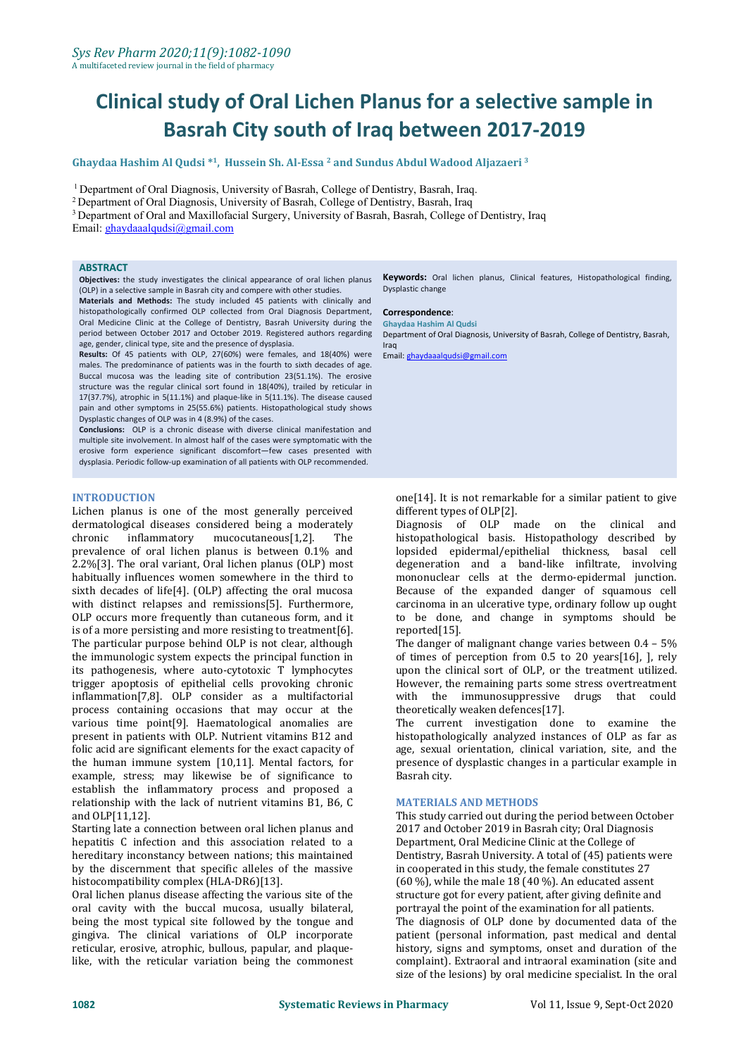# Clinical study of Oral Lichen Planus for a selective sample in Basrah City south of Iraq between 2017-2019

**Ghaydaa Hashim Al Qudsi *[1], Hussein Sh. Al-Essa [2] and Sundus Abdul Wadood Aljazaeri [3]**

[1] Department of Oral Diagnosis, University of Basrah, College of Dentistry, Basrah, Iraq.
[2] Department of Oral Diagnosis, University of Basrah, College of Dentistry, Basrah, Iraq
[3] Department of Oral and Maxillofacial Surgery, University of Basrah, Basrah, College of Dentistry, Iraq
Email: ghaydaaalqudsi@gmail.com

## ABSTRACT

**Objectives:** the study investigates the clinical appearance of oral lichen planus (OLP) in a selective sample in Basrah city and compere with other studies.
**Materials and Methods:** The study included 45 patients with clinically and histopathologically confirmed OLP collected from Oral Diagnosis Department, Oral Medicine Clinic at the College of Dentistry, Basrah University during the period between October 2017 and October 2019. Registered authors regarding age, gender, clinical type, site and the presence of dysplasia.
**Results:** Of 45 patients with OLP, 27(60%) were females, and 18(40%) were males. The predominance of patients was in the fourth to sixth decades of age. Buccal mucosa was the leading site of contribution 23(51.1%). The erosive structure was the regular clinical sort found in 18(40%), trailed by reticular in 17(37.7%), atrophic in 5(11.1%) and plaque-like in 5(11.1%). The disease caused pain and other symptoms in 25(55.6%) patients. Histopathological study shows Dysplastic changes of OLP was in 4 (8.9%) of the cases.
**Conclusions:** OLP is a chronic disease with diverse clinical manifestation and multiple site involvement. In almost half of the cases were symptomatic with the erosive form experience significant discomfort—few cases presented with dysplasia. Periodic follow-up examination of all patients with OLP recommended.

**Keywords:** Oral lichen planus, Clinical features, Histopathological finding, Dysplastic change

**Correspondence**:
**Ghaydaa Hashim Al Qudsi**
Department of Oral Diagnosis, University of Basrah, College of Dentistry, Basrah, Iraq
Email: ghaydaaalqudsi@gmail.com

## INTRODUCTION

Lichen planus is one of the most generally perceived dermatological diseases considered being a moderately chronic inflammatory mucocutaneous[1,2]. The prevalence of oral lichen planus is between 0.1% and 2.2%[3]. The oral variant, Oral lichen planus (OLP) most habitually influences women somewhere in the third to sixth decades of life[4]. (OLP) affecting the oral mucosa with distinct relapses and remissions[5]. Furthermore, OLP occurs more frequently than cutaneous form, and it is of a more persisting and more resisting to treatment[6]. The particular purpose behind OLP is not clear, although the immunologic system expects the principal function in its pathogenesis, where auto-cytotoxic T lymphocytes trigger apoptosis of epithelial cells provoking chronic inflammation[7,8]. OLP consider as a multifactorial process containing occasions that may occur at the various time point[9]. Haematological anomalies are present in patients with OLP. Nutrient vitamins B12 and folic acid are significant elements for the exact capacity of the human immune system [10,11]. Mental factors, for example, stress; may likewise be of significance to establish the inflammatory process and proposed a relationship with the lack of nutrient vitamins B1, B6, C and OLP[11,12].

Starting late a connection between oral lichen planus and hepatitis C infection and this association related to a hereditary inconstancy between nations; this maintained by the discernment that specific alleles of the massive histocompatibility complex (HLA-DR6)[13].

Oral lichen planus disease affecting the various site of the oral cavity with the buccal mucosa, usually bilateral, being the most typical site followed by the tongue and gingiva. The clinical variations of OLP incorporate reticular, erosive, atrophic, bullous, papular, and plaque-like, with the reticular variation being the commonest one[14]. It is not remarkable for a similar patient to give different types of OLP[2].

Diagnosis of OLP made on the clinical and histopathological basis. Histopathology described by lopsided epidermal/epithelial thickness, basal cell degeneration and a band-like infiltrate, involving mononuclear cells at the dermo-epidermal junction. Because of the expanded danger of squamous cell carcinoma in an ulcerative type, ordinary follow up ought to be done, and change in symptoms should be reported[15].

The danger of malignant change varies between 0.4 – 5% of times of perception from 0.5 to 20 years[16], ], rely upon the clinical sort of OLP, or the treatment utilized. However, the remaining parts some stress overtreatment with the immunosuppressive drugs that could theoretically weaken defences[17].

The current investigation done to examine the histopathologically analyzed instances of OLP as far as age, sexual orientation, clinical variation, site, and the presence of dysplastic changes in a particular example in Basrah city.

## MATERIALS AND METHODS

This study carried out during the period between October 2017 and October 2019 in Basrah city; Oral Diagnosis Department, Oral Medicine Clinic at the College of Dentistry, Basrah University. A total of (45) patients were in cooperated in this study, the female constitutes 27 (60 %), while the male 18 (40 %). An educated assent structure got for every patient, after giving definite and portrayal the point of the examination for all patients.

The diagnosis of OLP done by documented data of the patient (personal information, past medical and dental history, signs and symptoms, onset and duration of the complaint). Extraoral and intraoral examination (site and size of the lesions) by oral medicine specialist. In the oral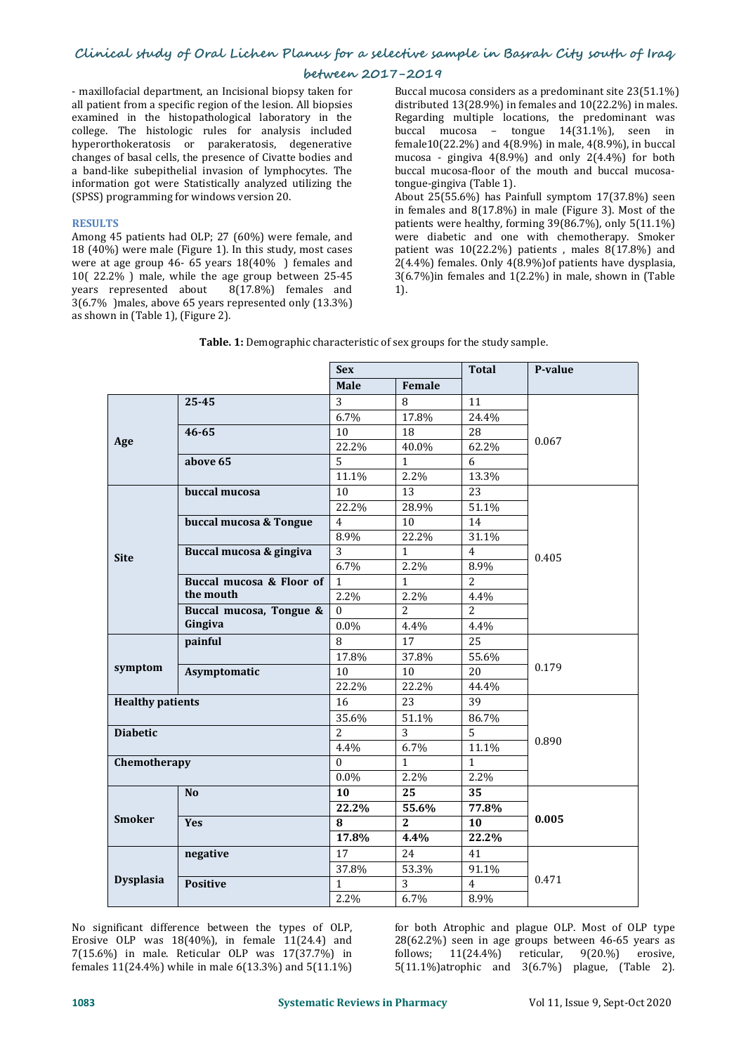- maxillofacial department, an Incisional biopsy taken for all patient from a specific region of the lesion. All biopsies examined in the histopathological laboratory in the college. The histologic rules for analysis included hyperorthokeratosis or parakeratosis, degenerative changes of basal cells, the presence of Civatte bodies and a band-like subepithelial invasion of lymphocytes. The information got were Statistically analyzed utilizing the (SPSS) programming for windows version 20.

## RESULTS

Among 45 patients had OLP; 27 (60%) were female, and 18 (40%) were male (Figure 1). In this study, most cases were at age group 46- 65 years 18(40% ) females and 10( 22.2% ) male, while the age group between 25-45 years represented about 8(17.8%) females and 3(6.7% )males, above 65 years represented only (13.3%) as shown in (Table 1), (Figure 2).

Buccal mucosa considers as a predominant site 23(51.1%) distributed 13(28.9%) in females and 10(22.2%) in males. Regarding multiple locations, the predominant was buccal mucosa – tongue 14(31.1%), seen in female10(22.2%) and 4(8.9%) in male, 4(8.9%), in buccal mucosa - gingiva 4(8.9%) and only 2(4.4%) for both buccal mucosa-floor of the mouth and buccal mucosa-tongue-gingiva (Table 1).

About 25(55.6%) has Painfull symptom 17(37.8%) seen in females and 8(17.8%) in male (Figure 3). Most of the patients were healthy, forming 39(86.7%), only 5(11.1%) were diabetic and one with chemotherapy. Smoker patient was 10(22.2%) patients , males 8(17.8%) and 2(4.4%) females. Only 4(8.9%)of patients have dysplasia, 3(6.7%)in females and 1(2.2%) in male, shown in (Table 1).

**Table. 1:** Demographic characteristic of sex groups for the study sample.

| | | Sex | | Total | P-value |
|---|---|---|---|---|---|
| | | Male | Female | | |
| Age | 25-45 | 3 | 8 | 11 | 0.067 |
| | | 6.7% | 17.8% | 24.4% | |
| | 46-65 | 10 | 18 | 28 | |
| | | 22.2% | 40.0% | 62.2% | |
| | above 65 | 5 | 1 | 6 | |
| | | 11.1% | 2.2% | 13.3% | |
| Site | buccal mucosa | 10 | 13 | 23 | 0.405 |
| | | 22.2% | 28.9% | 51.1% | |
| | buccal mucosa & Tongue | 4 | 10 | 14 | |
| | | 8.9% | 22.2% | 31.1% | |
| | Buccal mucosa & gingiva | 3 | 1 | 4 | |
| | | 6.7% | 2.2% | 8.9% | |
| | Buccal mucosa & Floor of the mouth | 1 | 1 | 2 | |
| | | 2.2% | 2.2% | 4.4% | |
| | Buccal mucosa, Tongue & Gingiva | 0 | 2 | 2 | |
| | | 0.0% | 4.4% | 4.4% | |
| symptom | painful | 8 | 17 | 25 | 0.179 |
| | | 17.8% | 37.8% | 55.6% | |
| | Asymptomatic | 10 | 10 | 20 | |
| | | 22.2% | 22.2% | 44.4% | |
| Healthy patients | | 16 | 23 | 39 | 0.890 |
| | | 35.6% | 51.1% | 86.7% | |
| Diabetic | | 2 | 3 | 5 | |
| | | 4.4% | 6.7% | 11.1% | |
| Chemotherapy | | 0 | 1 | 1 | |
| | | 0.0% | 2.2% | 2.2% | |
| Smoker | No | **10** | **25** | **35** | **0.005** |
| | | **22.2%** | **55.6%** | **77.8%** | |
| | Yes | **8** | **2** | **10** | |
| | | **17.8%** | **4.4%** | **22.2%** | |
| Dysplasia | negative | 17 | 24 | 41 | 0.471 |
| | | 37.8% | 53.3% | 91.1% | |
| | Positive | 1 | 3 | 4 | |
| | | 2.2% | 6.7% | 8.9% | |

No significant difference between the types of OLP, Erosive OLP was 18(40%), in female 11(24.4) and 7(15.6%) in male. Reticular OLP was 17(37.7%) in females 11(24.4%) while in male 6(13.3%) and 5(11.1%) for both Atrophic and plague OLP. Most of OLP type 28(62.2%) seen in age groups between 46-65 years as follows; 11(24.4%) reticular, 9(20.%) erosive, 5(11.1%)atrophic and 3(6.7%) plague, (Table 2).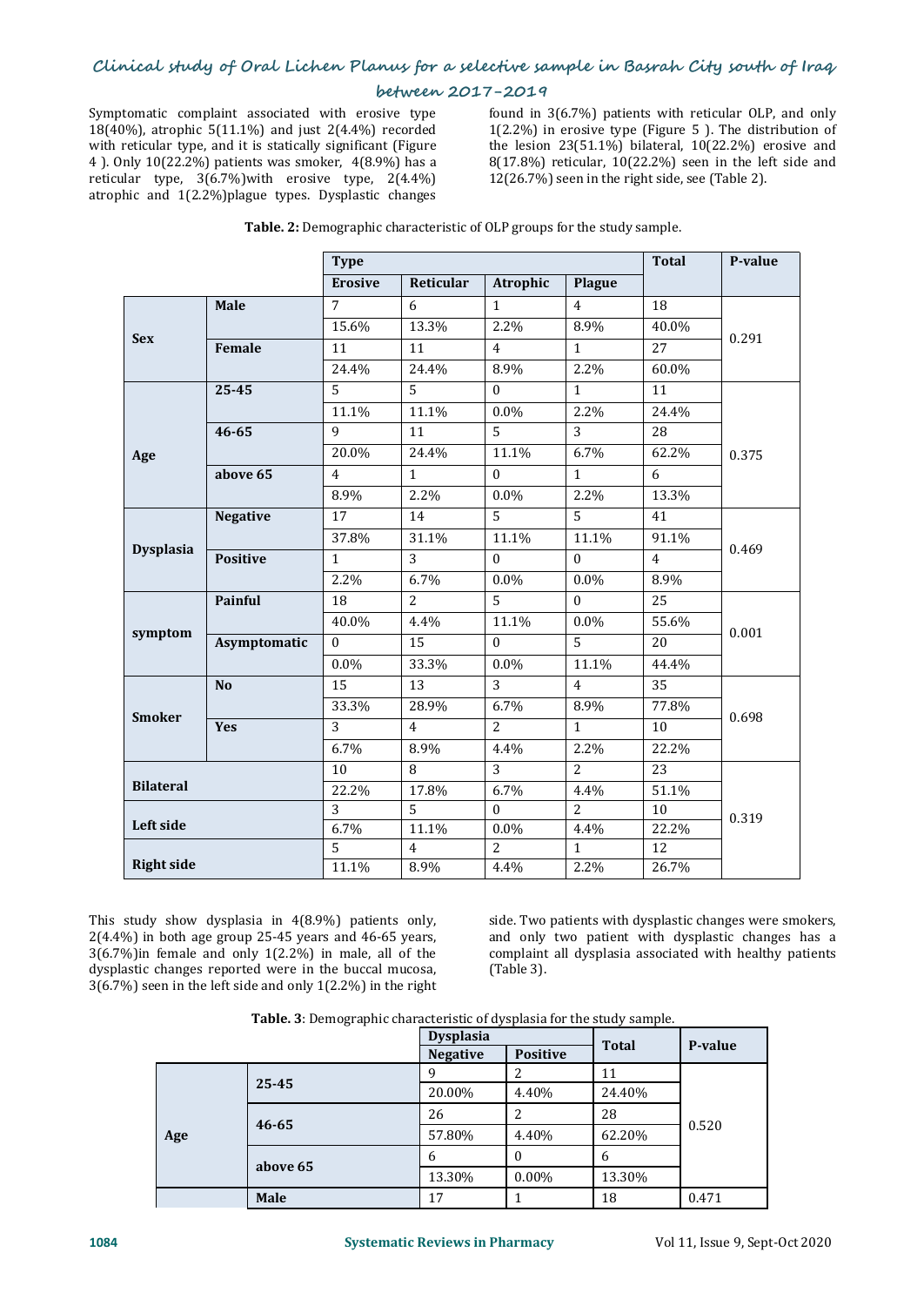Symptomatic complaint associated with erosive type 18(40%), atrophic 5(11.1%) and just 2(4.4%) recorded with reticular type, and it is statically significant (Figure 4 ). Only 10(22.2%) patients was smoker, 4(8.9%) has a reticular type, 3(6.7%)with erosive type, 2(4.4%) atrophic and 1(2.2%)plague types. Dysplastic changes found in 3(6.7%) patients with reticular OLP, and only 1(2.2%) in erosive type (Figure 5 ). The distribution of the lesion 23(51.1%) bilateral, 10(22.2%) erosive and 8(17.8%) reticular, 10(22.2%) seen in the left side and 12(26.7%) seen in the right side, see (Table 2).

**Table. 2:** Demographic characteristic of OLP groups for the study sample.

| | | Type | | | | Total | P-value |
|---|---|---|---|---|---|---|---|
| | | Erosive | Reticular | Atrophic | Plague | | |
| Sex | Male | 7 | 6 | 1 | 4 | 18 | 0.291 |
| | | 15.6% | 13.3% | 2.2% | 8.9% | 40.0% | |
| | Female | 11 | 11 | 4 | 1 | 27 | |
| | | 24.4% | 24.4% | 8.9% | 2.2% | 60.0% | |
| Age | 25-45 | 5 | 5 | 0 | 1 | 11 | 0.375 |
| | | 11.1% | 11.1% | 0.0% | 2.2% | 24.4% | |
| | 46-65 | 9 | 11 | 5 | 3 | 28 | |
| | | 20.0% | 24.4% | 11.1% | 6.7% | 62.2% | |
| | above 65 | 4 | 1 | 0 | 1 | 6 | |
| | | 8.9% | 2.2% | 0.0% | 2.2% | 13.3% | |
| Dysplasia | Negative | 17 | 14 | 5 | 5 | 41 | 0.469 |
| | | 37.8% | 31.1% | 11.1% | 11.1% | 91.1% | |
| | Positive | 1 | 3 | 0 | 0 | 4 | |
| | | 2.2% | 6.7% | 0.0% | 0.0% | 8.9% | |
| symptom | Painful | 18 | 2 | 5 | 0 | 25 | 0.001 |
| | | 40.0% | 4.4% | 11.1% | 0.0% | 55.6% | |
| | Asymptomatic | 0 | 15 | 0 | 5 | 20 | |
| | | 0.0% | 33.3% | 0.0% | 11.1% | 44.4% | |
| Smoker | No | 15 | 13 | 3 | 4 | 35 | 0.698 |
| | | 33.3% | 28.9% | 6.7% | 8.9% | 77.8% | |
| | Yes | 3 | 4 | 2 | 1 | 10 | |
| | | 6.7% | 8.9% | 4.4% | 2.2% | 22.2% | |
| Bilateral | | 10 | 8 | 3 | 2 | 23 | 0.319 |
| | | 22.2% | 17.8% | 6.7% | 4.4% | 51.1% | |
| Left side | | 3 | 5 | 0 | 2 | 10 | |
| | | 6.7% | 11.1% | 0.0% | 4.4% | 22.2% | |
| Right side | | 5 | 4 | 2 | 1 | 12 | |
| | | 11.1% | 8.9% | 4.4% | 2.2% | 26.7% | |

This study show dysplasia in 4(8.9%) patients only, 2(4.4%) in both age group 25-45 years and 46-65 years, 3(6.7%)in female and only 1(2.2%) in male, all of the dysplastic changes reported were in the buccal mucosa, 3(6.7%) seen in the left side and only 1(2.2%) in the right side. Two patients with dysplastic changes were smokers, and only two patient with dysplastic changes has a complaint all dysplasia associated with healthy patients (Table 3).

**Table. 3**: Demographic characteristic of dysplasia for the study sample.

| | | Dysplasia | | Total | P-value |
|---|---|---|---|---|---|
| | | Negative | Positive | | |
| Age | 25-45 | 9 | 2 | 11 | 0.520 |
| | | 20.00% | 4.40% | 24.40% | |
| | 46-65 | 26 | 2 | 28 | |
| | | 57.80% | 4.40% | 62.20% | |
| | above 65 | 6 | 0 | 6 | |
| | | 13.30% | 0.00% | 13.30% | |
| | Male | 17 | 1 | 18 | 0.471 |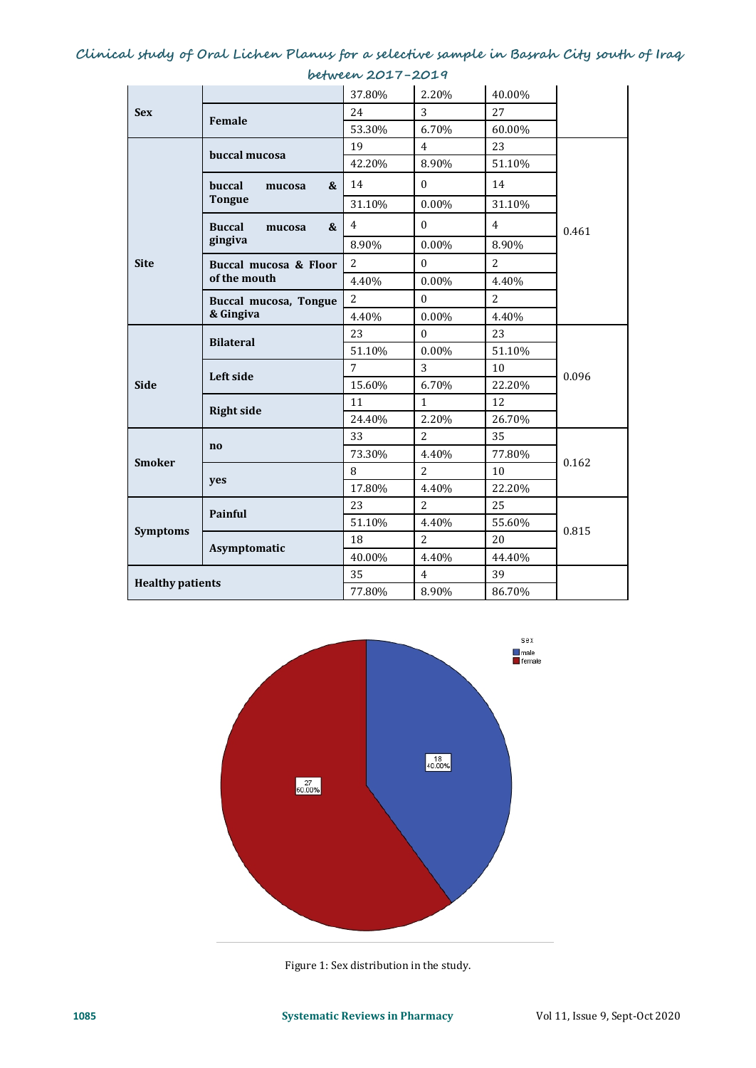|  |  |  |  |  |  |
|---|---|---|---|---|---|
| Sex |  | 37.80% | 2.20% | 40.00% |  |
|  | Female | 24 | 3 | 27 |  |
|  |  | 53.30% | 6.70% | 60.00% |  |
| Site | buccal mucosa | 19 | 4 | 23 | 0.461 |
|  |  | 42.20% | 8.90% | 51.10% |  |
|  | buccal mucosa & Tongue | 14 | 0 | 14 |  |
|  |  | 31.10% | 0.00% | 31.10% |  |
|  | Buccal mucosa & gingiva | 4 | 0 | 4 |  |
|  |  | 8.90% | 0.00% | 8.90% |  |
|  | Buccal mucosa & Floor of the mouth | 2 | 0 | 2 |  |
|  |  | 4.40% | 0.00% | 4.40% |  |
|  | Buccal mucosa, Tongue & Gingiva | 2 | 0 | 2 |  |
|  |  | 4.40% | 0.00% | 4.40% |  |
| Side | Bilateral | 23 | 0 | 23 | 0.096 |
|  |  | 51.10% | 0.00% | 51.10% |  |
|  | Left side | 7 | 3 | 10 |  |
|  |  | 15.60% | 6.70% | 22.20% |  |
|  | Right side | 11 | 1 | 12 |  |
|  |  | 24.40% | 2.20% | 26.70% |  |
| Smoker | no | 33 | 2 | 35 | 0.162 |
|  |  | 73.30% | 4.40% | 77.80% |  |
|  | yes | 8 | 2 | 10 |  |
|  |  | 17.80% | 4.40% | 22.20% |  |
| Symptoms | Painful | 23 | 2 | 25 | 0.815 |
|  |  | 51.10% | 4.40% | 55.60% |  |
|  | Asymptomatic | 18 | 2 | 20 |  |
|  |  | 40.00% | 4.40% | 44.40% |  |
| Healthy patients |  | 35 | 4 | 39 |  |
|  |  | 77.80% | 8.90% | 86.70% |  |

Figure 1: Sex distribution in the study.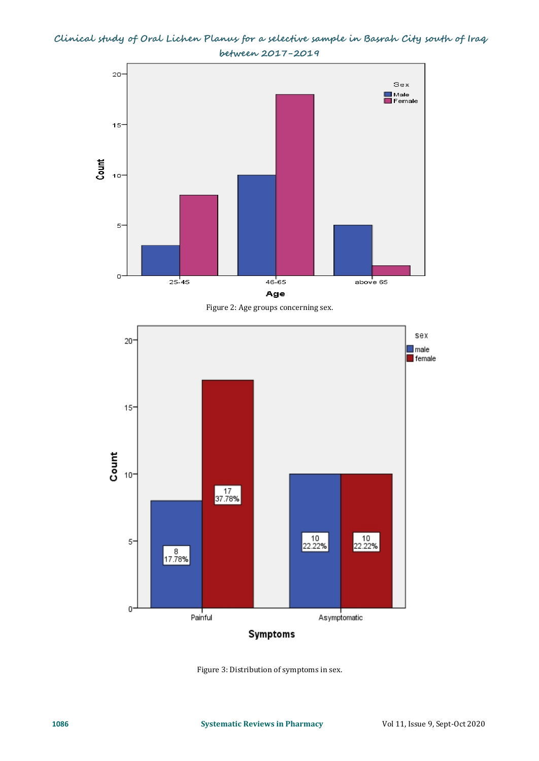Figure 2: Age groups concerning sex.

Figure 3: Distribution of symptoms in sex.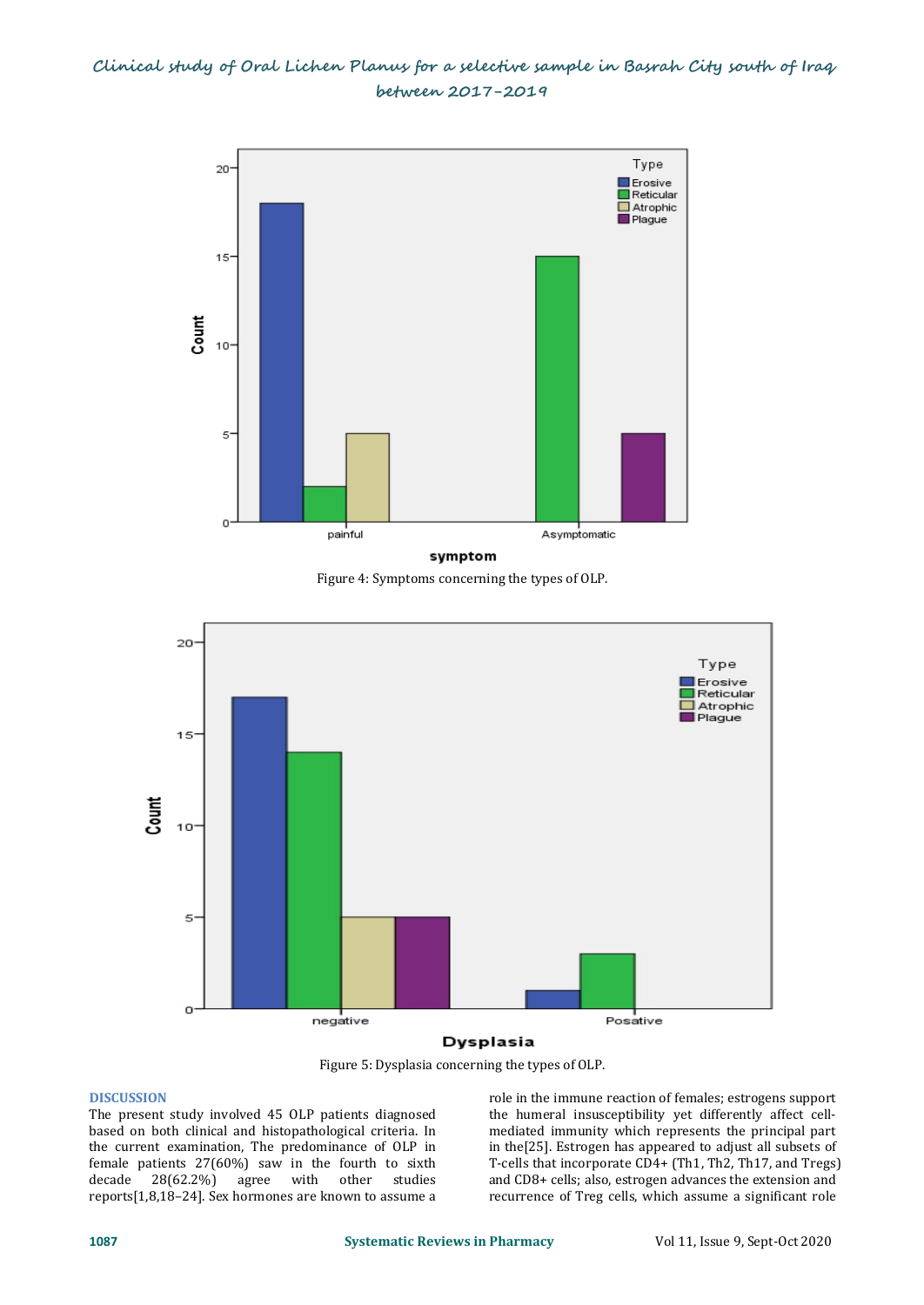Figure 4: Symptoms concerning the types of OLP.

Figure 5: Dysplasia concerning the types of OLP.

## DISCUSSION

The present study involved 45 OLP patients diagnosed based on both clinical and histopathological criteria. In the current examination, The predominance of OLP in female patients 27(60%) saw in the fourth to sixth decade 28(62.2%) agree with other studies reports[1,8,18–24]. Sex hormones are known to assume a role in the immune reaction of females; estrogens support the humeral insusceptibility yet differently affect cell-mediated immunity which represents the principal part in the[25]. Estrogen has appeared to adjust all subsets of T-cells that incorporate CD4+ (Th1, Th2, Th17, and Tregs) and CD8+ cells; also, estrogen advances the extension and recurrence of Treg cells, which assume a significant role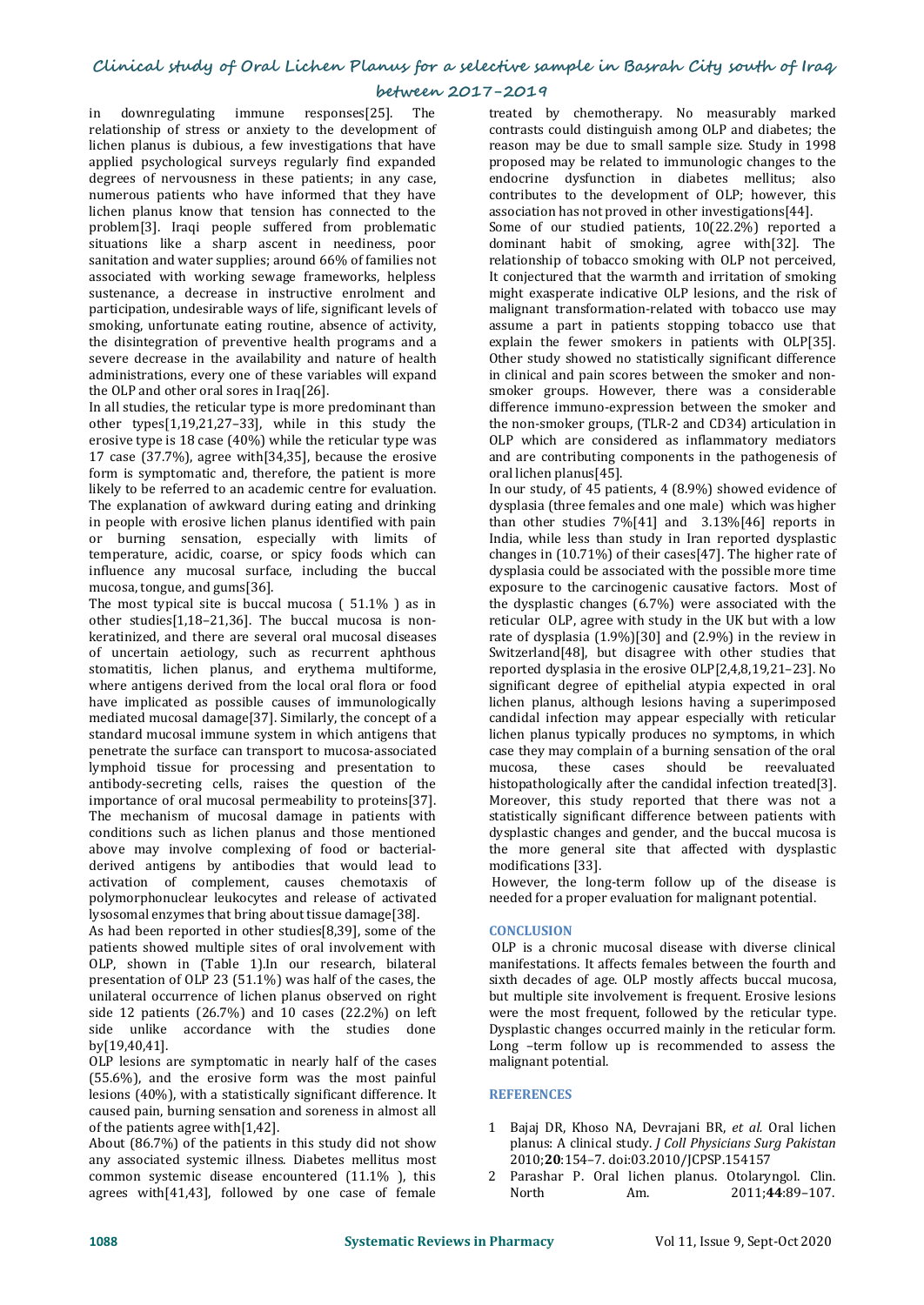in downregulating immune responses[25]. The relationship of stress or anxiety to the development of lichen planus is dubious, a few investigations that have applied psychological surveys regularly find expanded degrees of nervousness in these patients; in any case, numerous patients who have informed that they have lichen planus know that tension has connected to the problem[3]. Iraqi people suffered from problematic situations like a sharp ascent in neediness, poor sanitation and water supplies; around 66% of families not associated with working sewage frameworks, helpless sustenance, a decrease in instructive enrolment and participation, undesirable ways of life, significant levels of smoking, unfortunate eating routine, absence of activity, the disintegration of preventive health programs and a severe decrease in the availability and nature of health administrations, every one of these variables will expand the OLP and other oral sores in Iraq[26].

In all studies, the reticular type is more predominant than other types[1,19,21,27–33], while in this study the erosive type is 18 case (40%) while the reticular type was 17 case (37.7%), agree with[34,35], because the erosive form is symptomatic and, therefore, the patient is more likely to be referred to an academic centre for evaluation. The explanation of awkward during eating and drinking in people with erosive lichen planus identified with pain or burning sensation, especially with limits of temperature, acidic, coarse, or spicy foods which can influence any mucosal surface, including the buccal mucosa, tongue, and gums[36].

The most typical site is buccal mucosa ( 51.1% ) as in other studies[1,18–21,36]. The buccal mucosa is non-keratinized, and there are several oral mucosal diseases of uncertain aetiology, such as recurrent aphthous stomatitis, lichen planus, and erythema multiforme, where antigens derived from the local oral flora or food have implicated as possible causes of immunologically mediated mucosal damage[37]. Similarly, the concept of a standard mucosal immune system in which antigens that penetrate the surface can transport to mucosa-associated lymphoid tissue for processing and presentation to antibody-secreting cells, raises the question of the importance of oral mucosal permeability to proteins[37]. The mechanism of mucosal damage in patients with conditions such as lichen planus and those mentioned above may involve complexing of food or bacterial-derived antigens by antibodies that would lead to activation of complement, causes chemotaxis of polymorphonuclear leukocytes and release of activated lysosomal enzymes that bring about tissue damage[38].

As had been reported in other studies[8,39], some of the patients showed multiple sites of oral involvement with OLP, shown in (Table 1).In our research, bilateral presentation of OLP 23 (51.1%) was half of the cases, the unilateral occurrence of lichen planus observed on right side 12 patients (26.7%) and 10 cases (22.2%) on left side unlike accordance with the studies done by[19,40,41].

OLP lesions are symptomatic in nearly half of the cases (55.6%), and the erosive form was the most painful lesions (40%), with a statistically significant difference. It caused pain, burning sensation and soreness in almost all of the patients agree with[1,42].

About (86.7%) of the patients in this study did not show any associated systemic illness. Diabetes mellitus most common systemic disease encountered (11.1% ), this agrees with[41,43], followed by one case of female treated by chemotherapy. No measurably marked contrasts could distinguish among OLP and diabetes; the reason may be due to small sample size. Study in 1998 proposed may be related to immunologic changes to the endocrine dysfunction in diabetes mellitus; also contributes to the development of OLP; however, this association has not proved in other investigations[44].

Some of our studied patients, 10(22.2%) reported a dominant habit of smoking, agree with[32]. The relationship of tobacco smoking with OLP not perceived, It conjectured that the warmth and irritation of smoking might exasperate indicative OLP lesions, and the risk of malignant transformation-related with tobacco use may assume a part in patients stopping tobacco use that explain the fewer smokers in patients with OLP[35]. Other study showed no statistically significant difference in clinical and pain scores between the smoker and non-smoker groups. However, there was a considerable difference immuno-expression between the smoker and the non-smoker groups, (TLR-2 and CD34) articulation in OLP which are considered as inflammatory mediators and are contributing components in the pathogenesis of oral lichen planus[45].

In our study, of 45 patients, 4 (8.9%) showed evidence of dysplasia (three females and one male) which was higher than other studies 7%[41] and 3.13%[46] reports in India, while less than study in Iran reported dysplastic changes in (10.71%) of their cases[47]. The higher rate of dysplasia could be associated with the possible more time exposure to the carcinogenic causative factors. Most of the dysplastic changes (6.7%) were associated with the reticular OLP, agree with study in the UK but with a low rate of dysplasia (1.9%)[30] and (2.9%) in the review in Switzerland[48], but disagree with other studies that reported dysplasia in the erosive OLP[2,4,8,19,21–23]. No significant degree of epithelial atypia expected in oral lichen planus, although lesions having a superimposed candidal infection may appear especially with reticular lichen planus typically produces no symptoms, in which case they may complain of a burning sensation of the oral mucosa, these cases should be reevaluated histopathologically after the candidal infection treated[3]. Moreover, this study reported that there was not a statistically significant difference between patients with dysplastic changes and gender, and the buccal mucosa is the more general site that affected with dysplastic modifications [33].

However, the long-term follow up of the disease is needed for a proper evaluation for malignant potential.

## CONCLUSION

OLP is a chronic mucosal disease with diverse clinical manifestations. It affects females between the fourth and sixth decades of age. OLP mostly affects buccal mucosa, but multiple site involvement is frequent. Erosive lesions were the most frequent, followed by the reticular type. Dysplastic changes occurred mainly in the reticular form. Long –term follow up is recommended to assess the malignant potential.

## REFERENCES

1. Bajaj DR, Khoso NA, Devrajani BR, *et al.* Oral lichen planus: A clinical study. *J Coll Physicians Surg Pakistan* 2010;**20**:154–7. doi:03.2010/JCPSP.154157
2. Parashar P. Oral lichen planus. Otolaryngol. Clin. North Am. 2011;**44**:89–107.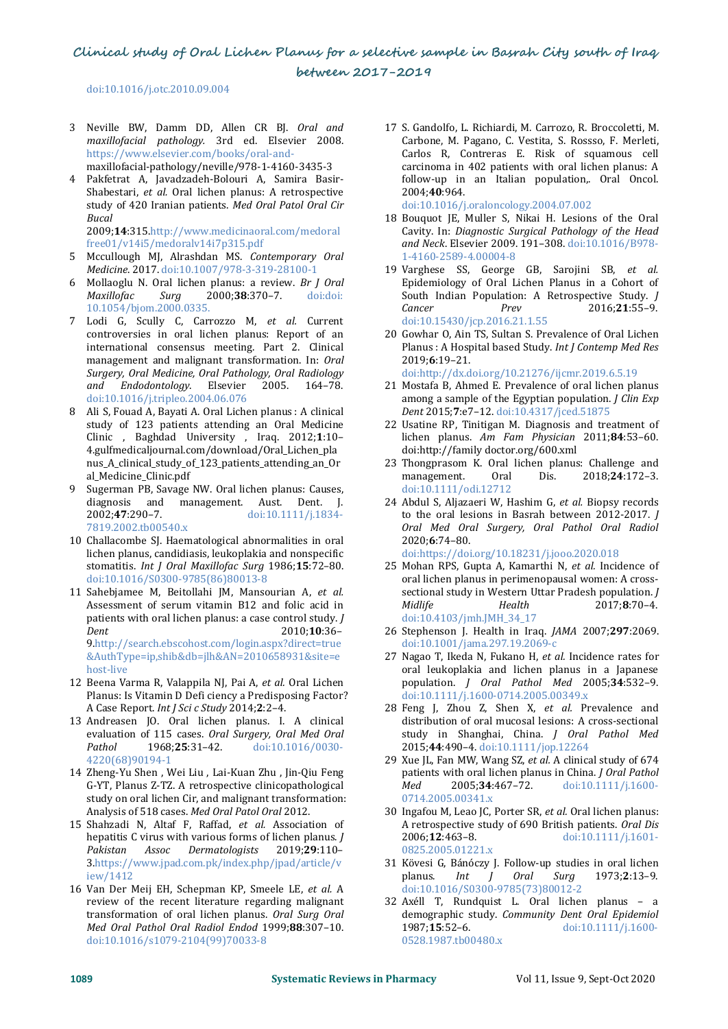doi:10.1016/j.otc.2010.09.004

3. Neville BW, Damm DD, Allen CR BJ. *Oral and maxillofacial pathology.* 3rd ed. Elsevier 2008. https://www.elsevier.com/books/oral-and-maxillofacial-pathology/neville/978-1-4160-3435-3
4. Pakfetrat A, Javadzadeh-Bolouri A, Samira Basir-Shabestari, *et al.* Oral lichen planus: A retrospective study of 420 Iranian patients. *Med Oral Patol Oral Cir Bucal* 2009;**14**:315.http://www.medicinaoral.com/medoralfree01/v14i5/medoralv14i7p315.pdf
5. Mccullough MJ, Alrashdan MS. *Contemporary Oral Medicine*. 2017. doi:10.1007/978-3-319-28100-1
6. Mollaoglu N. Oral lichen planus: a review. *Br J Oral Maxillofac Surg* 2000;**38**:370–7. doi:doi: 10.1054/bjom.2000.0335.
7. Lodi G, Scully C, Carrozzo M, *et al.* Current controversies in oral lichen planus: Report of an international consensus meeting. Part 2. Clinical management and malignant transformation. In: *Oral Surgery, Oral Medicine, Oral Pathology, Oral Radiology and Endodontology*. Elsevier 2005. 164–78. doi:10.1016/j.tripleo.2004.06.076
8. Ali S, Fouad A, Bayati A. Oral Lichen planus : A clinical study of 123 patients attending an Oral Medicine Clinic , Baghdad University , Iraq. 2012;**1**:10–4.gulfmedicaljournal.com/download/Oral_Lichen_planus_A_clinical_study_of_123_patients_attending_an_Oral_Medicine_Clinic.pdf
9. Sugerman PB, Savage NW. Oral lichen planus: Causes, diagnosis and management. Aust. Dent. J. 2002;**47**:290–7. doi:10.1111/j.1834-7819.2002.tb00540.x
10. Challacombe SJ. Haematological abnormalities in oral lichen planus, candidiasis, leukoplakia and nonspecific stomatitis. *Int J Oral Maxillofac Surg* 1986;**15**:72–80. doi:10.1016/S0300-9785(86)80013-8
11. Sahebjamee M, Beitollahi JM, Mansourian A, *et al.* Assessment of serum vitamin B12 and folic acid in patients with oral lichen planus: A case control study. *J Dent* 2010;**10**:36–9.http://search.ebscohost.com/login.aspx?direct=true&AuthType=ip,shib&db=jlh&AN=2010658931&site=ehost-live
12. Beena Varma R, Valappila NJ, Pai A, *et al.* Oral Lichen Planus: Is Vitamin D Defi ciency a Predisposing Factor? A Case Report. *Int J Sci c Study* 2014;**2**:2–4.
13. Andreasen JO. Oral lichen planus. I. A clinical evaluation of 115 cases. *Oral Surgery, Oral Med Oral Pathol* 1968;**25**:31–42. doi:10.1016/0030-4220(68)90194-1
14. Zheng-Yu Shen , Wei Liu , Lai-Kuan Zhu , Jin-Qiu Feng G-YT, Planus Z-TZ. A retrospective clinicopathological study on oral lichen Cir, and malignant transformation: Analysis of 518 cases. *Med Oral Patol Oral* 2012.
15. Shahzadi N, Altaf F, Raffad, *et al.* Association of hepatitis C virus with various forms of lichen planus. *J Pakistan Assoc Dermatologists* 2019;**29**:110–3.https://www.jpad.com.pk/index.php/jpad/article/view/1412
16. Van Der Meij EH, Schepman KP, Smeele LE, *et al.* A review of the recent literature regarding malignant transformation of oral lichen planus. *Oral Surg Oral Med Oral Pathol Oral Radiol Endod* 1999;**88**:307–10. doi:10.1016/s1079-2104(99)70033-8
17. S. Gandolfo, L. Richiardi, M. Carrozo, R. Broccoletti, M. Carbone, M. Pagano, C. Vestita, S. Rossso, F. Merleti, Carlos R, Contreras E. Risk of squamous cell carcinoma in 402 patients with oral lichen planus: A follow-up in an Italian population,. Oral Oncol. 2004;**40**:964. doi:10.1016/j.oraloncology.2004.07.002
18. Bouquot JE, Muller S, Nikai H. Lesions of the Oral Cavity. In: *Diagnostic Surgical Pathology of the Head and Neck*. Elsevier 2009. 191–308. doi:10.1016/B978-1-4160-2589-4.00004-8
19. Varghese SS, George GB, Sarojini SB, *et al.* Epidemiology of Oral Lichen Planus in a Cohort of South Indian Population: A Retrospective Study. *J Cancer Prev* 2016;**21**:55–9. doi:10.15430/jcp.2016.21.1.55
20. Gowhar O, Ain TS, Sultan S. Prevalence of Oral Lichen Planus : A Hospital based Study. *Int J Contemp Med Res* 2019;**6**:19–21. doi:http://dx.doi.org/10.21276/ijcmr.2019.6.5.19
21. Mostafa B, Ahmed E. Prevalence of oral lichen planus among a sample of the Egyptian population. *J Clin Exp Dent* 2015;**7**:e7–12. doi:10.4317/jced.51875
22. Usatine RP, Tinitigan M. Diagnosis and treatment of lichen planus. *Am Fam Physician* 2011;**84**:53–60. doi:http://family doctor.org/600.xml
23. Thongprasom K. Oral lichen planus: Challenge and management. Oral Dis. 2018;**24**:172–3. doi:10.1111/odi.12712
24. Abdul S, Aljazaeri W, Hashim G, *et al.* Biopsy records to the oral lesions in Basrah between 2012-2017. *J Oral Med Oral Surgery, Oral Pathol Oral Radiol* 2020;**6**:74–80. doi:https://doi.org/10.18231/j.jooo.2020.018
25. Mohan RPS, Gupta A, Kamarthi N, *et al.* Incidence of oral lichen planus in perimenopausal women: A cross-sectional study in Western Uttar Pradesh population. *J Midlife Health* 2017;**8**:70–4. doi:10.4103/jmh.JMH_34_17
26. Stephenson J. Health in Iraq. *JAMA* 2007;**297**:2069. doi:10.1001/jama.297.19.2069-c
27. Nagao T, Ikeda N, Fukano H, *et al.* Incidence rates for oral leukoplakia and lichen planus in a Japanese population. *J Oral Pathol Med* 2005;**34**:532–9. doi:10.1111/j.1600-0714.2005.00349.x
28. Feng J, Zhou Z, Shen X, *et al.* Prevalence and distribution of oral mucosal lesions: A cross-sectional study in Shanghai, China. *J Oral Pathol Med* 2015;**44**:490–4. doi:10.1111/jop.12264
29. Xue JL, Fan MW, Wang SZ, *et al.* A clinical study of 674 patients with oral lichen planus in China. *J Oral Pathol Med* 2005;**34**:467–72. doi:10.1111/j.1600-0714.2005.00341.x
30. Ingafou M, Leao JC, Porter SR, *et al.* Oral lichen planus: A retrospective study of 690 British patients. *Oral Dis* 2006;**12**:463–8. doi:10.1111/j.1601-0825.2005.01221.x
31. Kövesi G, Bánóczy J. Follow-up studies in oral lichen planus. *Int J Oral Surg* 1973;**2**:13–9. doi:10.1016/S0300-9785(73)80012-2
32. Axéll T, Rundquist L. Oral lichen planus – a demographic study. *Community Dent Oral Epidemiol* 1987;**15**:52–6. doi:10.1111/j.1600-0528.1987.tb00480.x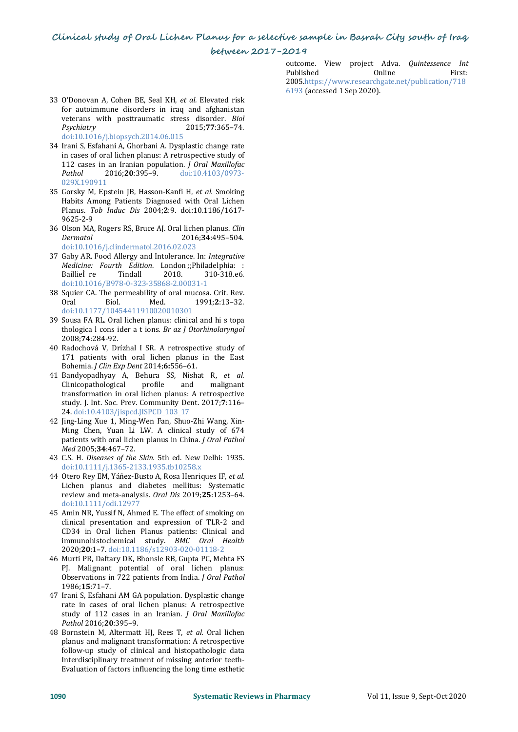33 O'Donovan A, Cohen BE, Seal KH, *et al.* Elevated risk for autoimmune disorders in iraq and afghanistan veterans with posttraumatic stress disorder. *Biol Psychiatry* 2015;**77**:365–74. doi:10.1016/j.biopsych.2014.06.015

34 Irani S, Esfahani A, Ghorbani A. Dysplastic change rate in cases of oral lichen planus: A retrospective study of 112 cases in an Iranian population. *J Oral Maxillofac Pathol* 2016;**20**:395–9. doi:10.4103/0973-029X.190911

35 Gorsky M, Epstein JB, Hasson-Kanfi H, *et al.* Smoking Habits Among Patients Diagnosed with Oral Lichen Planus. *Tob Induc Dis* 2004;**2**:9. doi:10.1186/1617-9625-2-9

36 Olson MA, Rogers RS, Bruce AJ. Oral lichen planus. *Clin Dermatol* 2016;**34**:495–504. doi:10.1016/j.clindermatol.2016.02.023

37 Gaby AR. Food Allergy and Intolerance. In: *Integrative Medicine: Fourth Edition*. London ;;Philadelphia: : BaillieÌ re Tindall 2018. 310-318.e6. doi:10.1016/B978-0-323-35868-2.00031-1

38 Squier CA. The permeability of oral mucosa. Crit. Rev. Oral Biol. Med. 1991;**2**:13–32. doi:10.1177/10454411910020010301

39 Sousa FA RL. Oral lichen planus: clinical and hi s topa thologica l cons ider a t ions. *Br az J Otorhinolaryngol* 2008;**74**:284-92.

40 Radochová V, Drízhal I SR. A retrospective study of 171 patients with oral lichen planus in the East Bohemia. *J Clin Exp Dent* 2014;**6:**556–61.

41 Bandyopadhyay A, Behura SS, Nishat R, *et al.* Clinicopathological profile and malignant transformation in oral lichen planus: A retrospective study. J. Int. Soc. Prev. Community Dent. 2017;**7**:116–24. doi:10.4103/jispcd.JISPCD_103_17

42 Jing-Ling Xue 1, Ming-Wen Fan, Shuo-Zhi Wang, Xin-Ming Chen, Yuan Li LW. A clinical study of 674 patients with oral lichen planus in China. *J Oral Pathol Med* 2005;**34**:467–72.

43 C.S. H. *Diseases of the Skin.* 5th ed. New Delhi: 1935. doi:10.1111/j.1365-2133.1935.tb10258.x

44 Otero Rey EM, Yáñez-Busto A, Rosa Henriques IF, *et al.* Lichen planus and diabetes mellitus: Systematic review and meta-analysis. *Oral Dis* 2019;**25**:1253–64. doi:10.1111/odi.12977

45 Amin NR, Yussif N, Ahmed E. The effect of smoking on clinical presentation and expression of TLR-2 and CD34 in Oral lichen Planus patients: Clinical and immunohistochemical study. *BMC Oral Health* 2020;**20**:1–7. doi:10.1186/s12903-020-01118-2

46 Murti PR, Daftary DK, Bhonsle RB, Gupta PC, Mehta FS PJ. Malignant potential of oral lichen planus: Observations in 722 patients from India. *J Oral Pathol* 1986;**15**:71–7.

47 Irani S, Esfahani AM GA population. Dysplastic change rate in cases of oral lichen planus: A retrospective study of 112 cases in an Iranian. *J Oral Maxillofac Pathol* 2016;**20**:395–9.

48 Bornstein M, Altermatt HJ, Rees T, *et al.* Oral lichen planus and malignant transformation: A retrospective follow-up study of clinical and histopathologic data Interdisciplinary treatment of missing anterior teeth-Evaluation of factors influencing the long time esthetic outcome. View project Adva. *Quintessence Int* Published Online First: 2005.https://www.researchgate.net/publication/7186193 (accessed 1 Sep 2020).